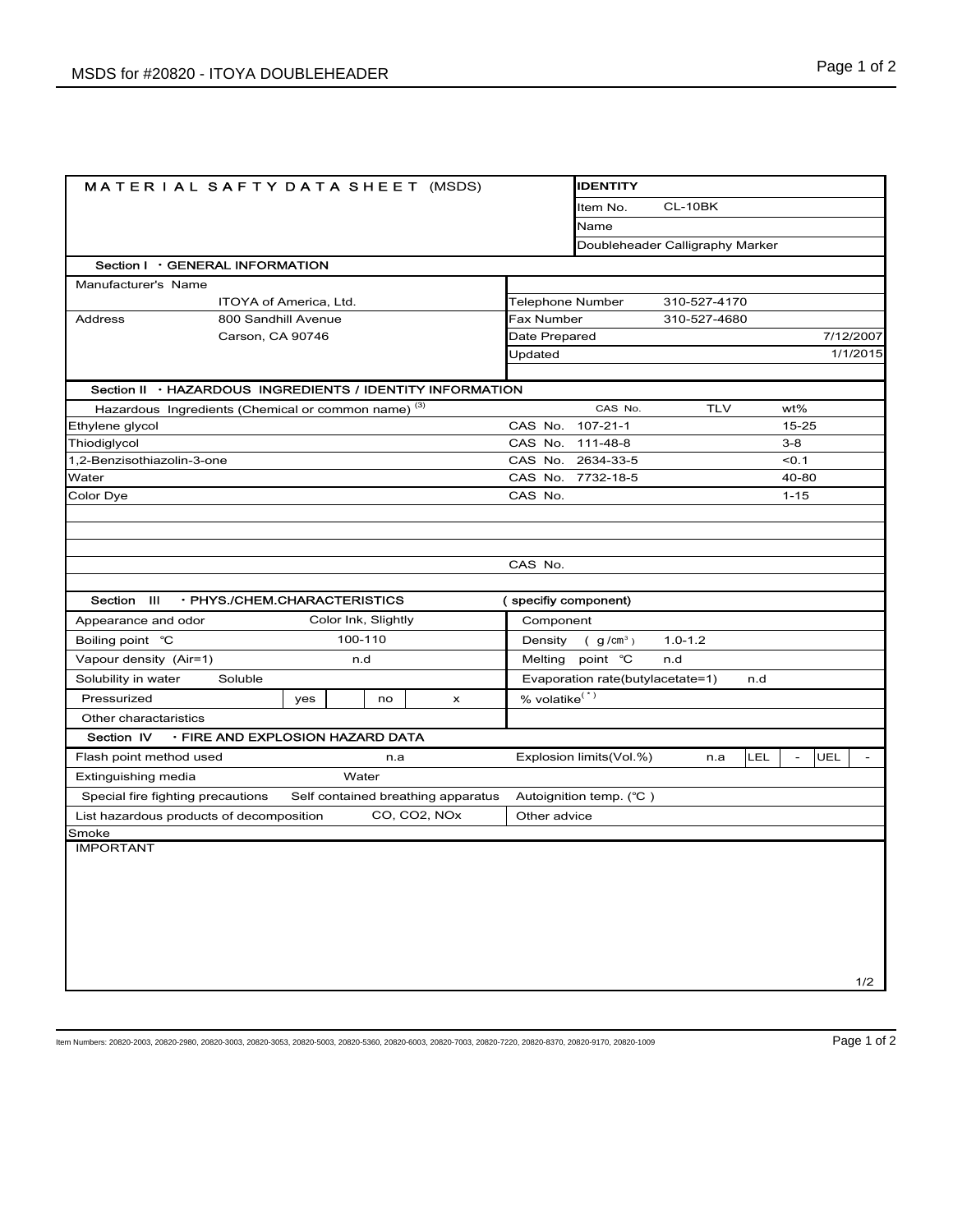# MATERIAL SAFTY DATA SHEET (MSDS)

| IDENTITY | |
|---|---|
| Item No. | CL-10BK |
| Name | |
| Doubleheader Calligraphy Marker | |

## Section I ・GENERAL INFORMATION

| | | | |
|---|---|---|---|
| Manufacturer's Name | | | |
| | ITOYA of America, Ltd. | Telephone Number | 310-527-4170 |
| Address | 800 Sandhill Avenue | Fax Number | 310-527-4680 |
| | Carson, CA 90746 | Date Prepared | 7/12/2007 |
| | | Updated | 1/1/2015 |

## Section II ・HAZARDOUS INGREDIENTS / IDENTITY INFORMATION

| Hazardous Ingredients (Chemical or common name) [3] | CAS No. | TLV | wt% |
|---|---|---|---|
| Ethylene glycol | CAS No. 107-21-1 | | 15-25 |
| Thiodiglycol | CAS No. 111-48-8 | | 3-8 |
| 1,2-Benzisothiazolin-3-one | CAS No. 2634-33-5 | | <0.1 |
| Water | CAS No. 7732-18-5 | | 40-80 |
| Color Dye | CAS No. | | 1-15 |
| | | | |
| | | | |
| | | | |
| | CAS No. | | |

## Section III ・PHYS./CHEM.CHARACTERISTICS (specifiy component)

| | | | |
|---|---|---|---|
| Appearance and odor | Color Ink, Slightly | Component | |
| Boiling point ℃ | 100-110 | Density ( $g/cm^3$ ) | 1.0-1.2 |
| Vapour density (Air=1) | n.d | Melting point ℃ | n.d |
| Solubility in water | Soluble | Evaporation rate(butylacetate=1) | n.d |
| Pressurized | yes: / no: x | % volatike[*] | |
| Other charactaristics | | | |

## Section IV ・FIRE AND EXPLOSION HAZARD DATA

| | | | |
|---|---|---|---|
| Flash point method used | n.a | Explosion limits(Vol.%) | n.a LEL - UEL - |
| Extinguishing media | Water | | |
| Special fire fighting precautions | Self contained breathing apparatus | Autoignition temp. (℃ ) | |
| List hazardous products of decomposition | CO, $CO_2$, NOx | Other advice | |
| Smoke | | | |

IMPORTANT

1/2

Item Numbers: 20820-2003, 20820-2980, 20820-3003, 20820-3053, 20820-5003, 20820-5360, 20820-6003, 20820-7003, 20820-7220, 20820-8370, 20820-9170, 20820-1009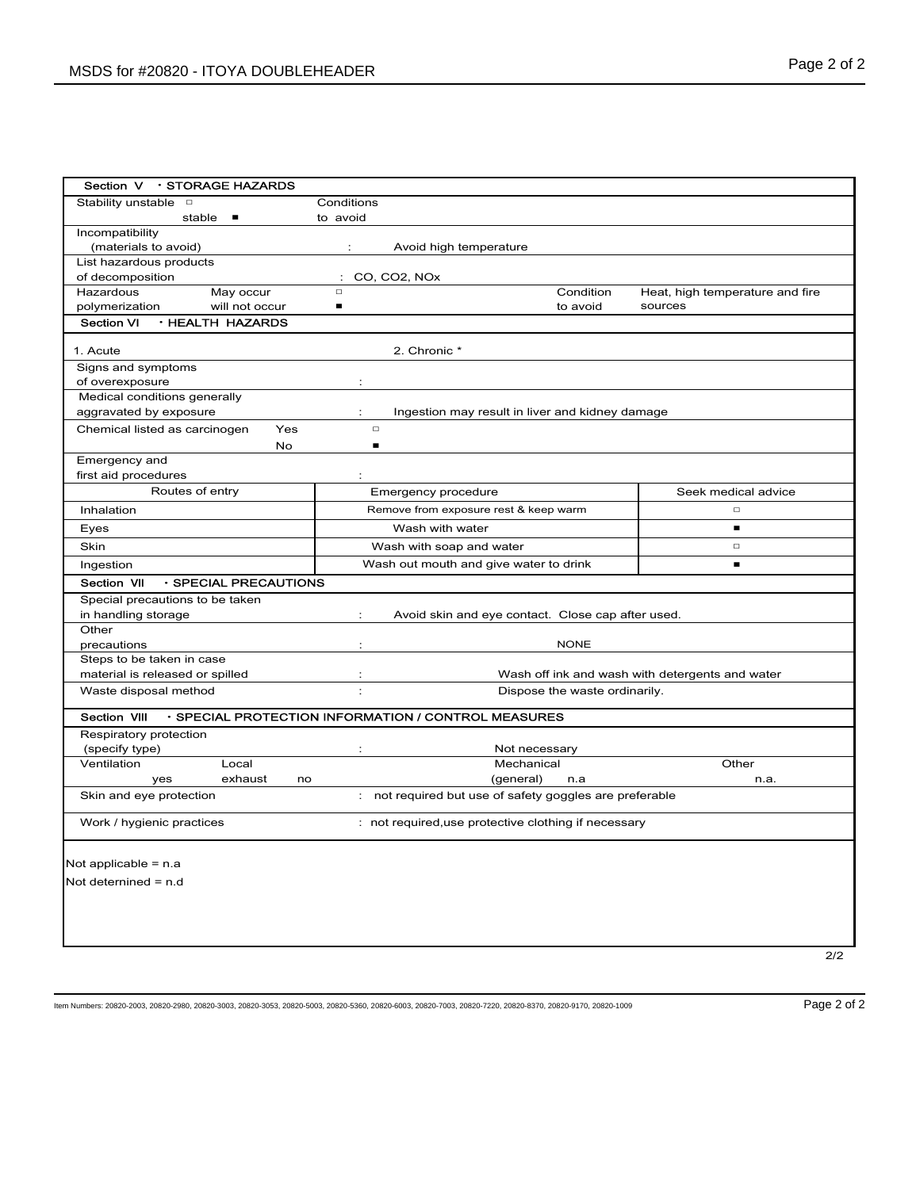## Section V ・STORAGE HAZARDS

| | | | |
|---|---|---|---|
| Stability unstable □ stable ■ | Conditions to avoid | | |
| Incompatibility (materials to avoid) | : Avoid high temperature | | |
| List hazardous products of decomposition | : CO, $CO_2$, NOx | | |
| Hazardous polymerization May occur / will not occur | □ / ■ | Condition to avoid | Heat, high temperature and fire sources |

## Section VI ・HEALTH HAZARDS

1. Acute 2. Chronic *

| | |
|---|---|
| Signs and symptoms of overexposure | : |
| Medical conditions generally aggravated by exposure | : Ingestion may result in liver and kidney damage |
| Chemical listed as carcinogen Yes / No | □ / ■ |
| Emergency and first aid procedures | : |

| Routes of entry | Emergency procedure | Seek medical advice |
|---|---|---|
| Inhalation | Remove from exposure rest & keep warm | □ |
| Eyes | Wash with water | ■ |
| Skin | Wash with soap and water | □ |
| Ingestion | Wash out mouth and give water to drink | ■ |

## Section VII ・SPECIAL PRECAUTIONS

| | |
|---|---|
| Special precautions to be taken in handling storage | : Avoid skin and eye contact. Close cap after used. |
| Other precautions | : NONE |
| Steps to be taken in case material is released or spilled | : Wash off ink and wash with detergents and water |
| Waste disposal method | : Dispose the waste ordinarily. |

## Section VIII ・SPECIAL PROTECTION INFORMATION / CONTROL MEASURES

| | | | |
|---|---|---|---|
| Respiratory protection (specify type) | : Not necessary | | |
| Ventilation yes | Local exhaust no | Mechanical (general) n.a | Other n.a. |
| Skin and eye protection | : not required but use of safety goggles are preferable | | |
| Work / hygienic practices | : not required,use protective clothing if necessary | | |

Not applicable = n.a

Not deternined = n.d

2/2

Item Numbers: 20820-2003, 20820-2980, 20820-3003, 20820-3053, 20820-5003, 20820-5360, 20820-6003, 20820-7003, 20820-7220, 20820-8370, 20820-9170, 20820-1009